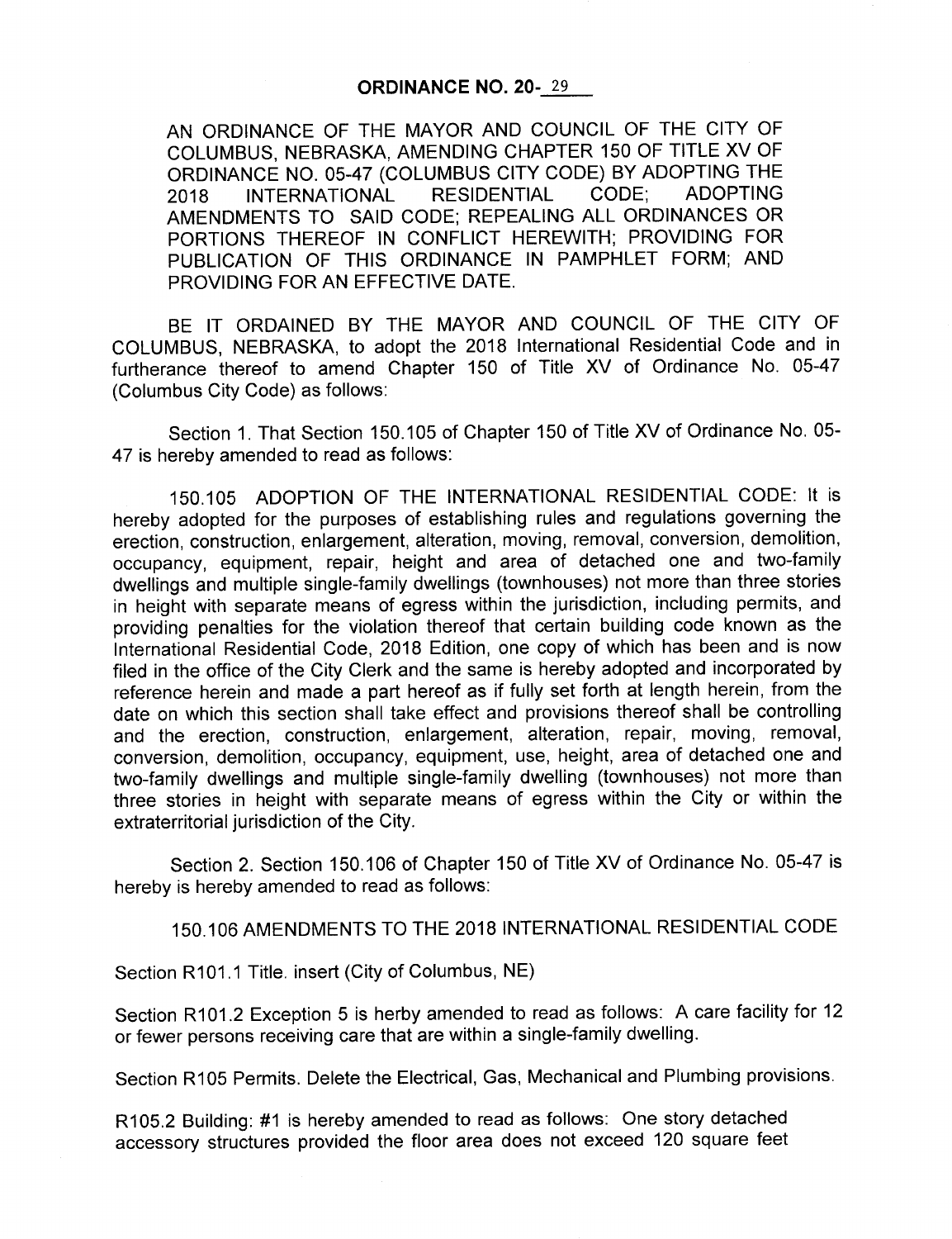## ORDINANCE NO. 20-29

AN ORDINANCE OF THE MAYOR AND COUNCIL OF THE CITY OF COLUMBUS, NEBRASKA, AMENDING CHAPTER 150 OF TITLE XV OF ORDINANCE NO. 05-47 (COLUMBUS CITY CODE) BY ADOPTING THE 2018 INTERNATIONAL RESIDENTIAL CODE; ADOPTING AMENDMENTS TO SAID CODE; REPEALING ALL ORDINANCES OR PORTIONS THEREOF IN CONFLICT HEREWITH; PROVIDING FOR PUBLICATION OF THIS ORDINANCE IN PAMPHLET FORM; AND PROVIDING FOR AN EFFECTIVE DATE.

BE IT ORDAINED BY THE MAYOR AND COUNCIL OF THE CITY OF COLUMBUS, NEBRASKA, to adopt the 2018 International Residential Code and in furtherance thereof to amend Chapter 150 of Title XV of Ordinance No. 05-47 (Columbus City Code) as follows:

Section 1. That Section 150.105 of Chapter 150 of Title XV of Ordinance No. 05-47 is hereby amended to read as follows:

150.105 ADOPTION OF THE INTERNATIONAL RESIDENTIAL CODE: It is hereby adopted for the purposes of establishing rules and regulations governing the erection, construction, enlargement, alteration, moving, removal, conversion, demolition, occupancy, equipment, repair, height and area of detached one and two-family dwellings and multiple single-family dwellings (townhouses) not more than three stories in height with separate means of egress within the jurisdiction, including permits, and providing penalties for the violation thereof that certain building code known as the International Residential Code, 2018 Edition, one copy of which has been and is now filed in the office of the City Clerk and the same is hereby adopted and incorporated by reference herein and made a part hereof as if fully set forth at length herein, from the date on which this section shall take effect and provisions thereof shall be controlling and the erection, construction, enlargement, alteration, repair, moving, removal, conversion, demolition, occupancy, equipment, use, height, area of detached one and two-family dwellings and multiple single-family dwelling (townhouses) not more than three stories in height with separate means of egress within the City or within the extraterritorial jurisdiction of the City.

Section 2. Section 150.106 of Chapter 150 of Title XV of Ordinance No. 05-47 is hereby is hereby amended to read as follows:

150.106 AMENDMENTS TO THE 2018 INTERNATIONAL RESIDENTIAL CODE

Section R101.1 Title. insert (City of Columbus, NE)

Section R101.2 Exception 5 is herby amended to read as follows: A care facility for 12 or fewer persons receiving care that are within a single-family dwelling.

Section R105 Permits. Delete the Electrical, Gas, Mechanical and Plumbing provisions.

R105.2 Building: #1 is hereby amended to read as follows: One story detached accessory structures provided the floor area does not exceed 120 square feet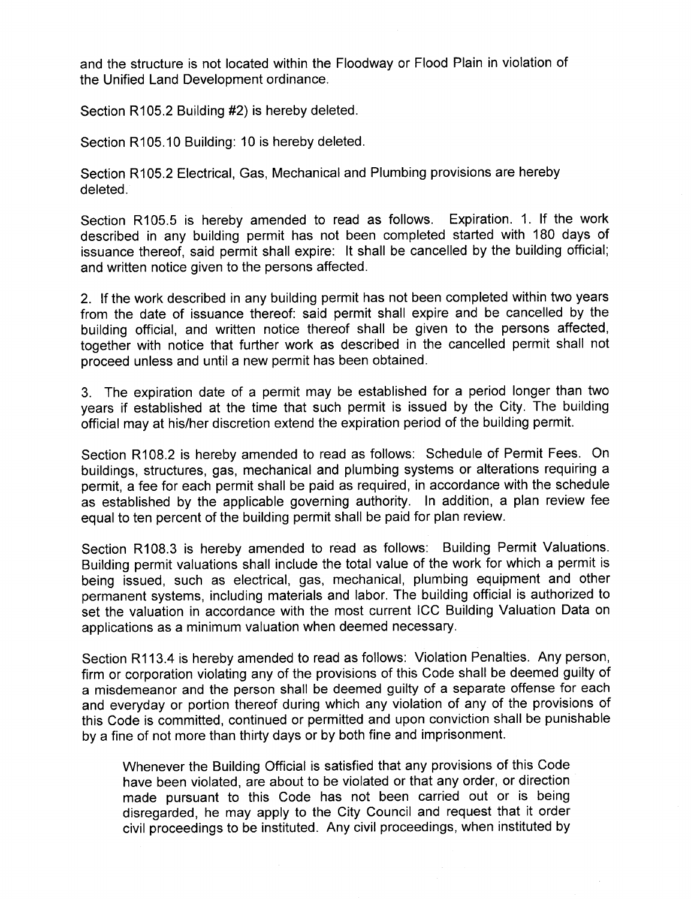and the structure is not located within the Floodway or Flood Plain in violation of the Unified Land Development ordinance.

Section R105.2 Building #2) is hereby deleted.

Section R105.10 Building: 10 is hereby deleted.

Section R105.2 Electrical, Gas, Mechanical and Plumbing provisions are hereby deleted.

Section R105.5 is hereby amended to read as follows. Expiration. 1. If the work described in any building permit has not been completed started with 180 days of issuance thereof, said permit shall expire: It shall be cancelled by the building official; and written notice given to the persons affected.

2. If the work described in any building permit has not been completed within two years from the date of issuance thereof: said permit shall expire and be cancelled by the building official, and written notice thereof shall be given to the persons affected, together with notice that further work as described in the cancelled permit shall not proceed unless and until a new permit has been obtained.

3. The expiration date of a permit may be established for a period longer than two years if established at the time that such permit is issued by the City. The building official may at his/her discretion extend the expiration period of the building permit.

Section R108.2 is hereby amended to read as follows: Schedule of Permit Fees. On buildings, structures, gas, mechanical and plumbing systems or alterations requiring a permit, a fee for each permit shall be paid as required, in accordance with the schedule as established by the applicable governing authority. In addition, a plan review fee equal to ten percent of the building permit shall be paid for plan review.

Section R108.3 is hereby amended to read as follows: Building Permit Valuations. Building permit valuations shall include the total value of the work for which a permit is being issued, such as electrical, gas, mechanical, plumbing equipment and other permanent systems, including materials and labor. The building official is authorized to set the valuation in accordance with the most current ICC Building Valuation Data on applications as a minimum valuation when deemed necessary.

Section R113.4 is hereby amended to read as follows: Violation Penalties. Any person, firm or corporation violating any of the provisions of this Code shall be deemed guilty of a misdemeanor and the person shall be deemed guilty of a separate offense for each and everyday or portion thereof during which any violation of any of the provisions of this Code is committed, continued or permitted and upon conviction shall be punishable by a fine of not more than thirty days or by both fine and imprisonment.

Whenever the Building Official is satisfied that any provisions of this Code have been violated, are about to be violated or that any order, or direction made pursuant to this Code has not been carried out or is being disregarded, he may apply to the City Council and request that it order civil proceedings to be instituted. Any civil proceedings, when instituted by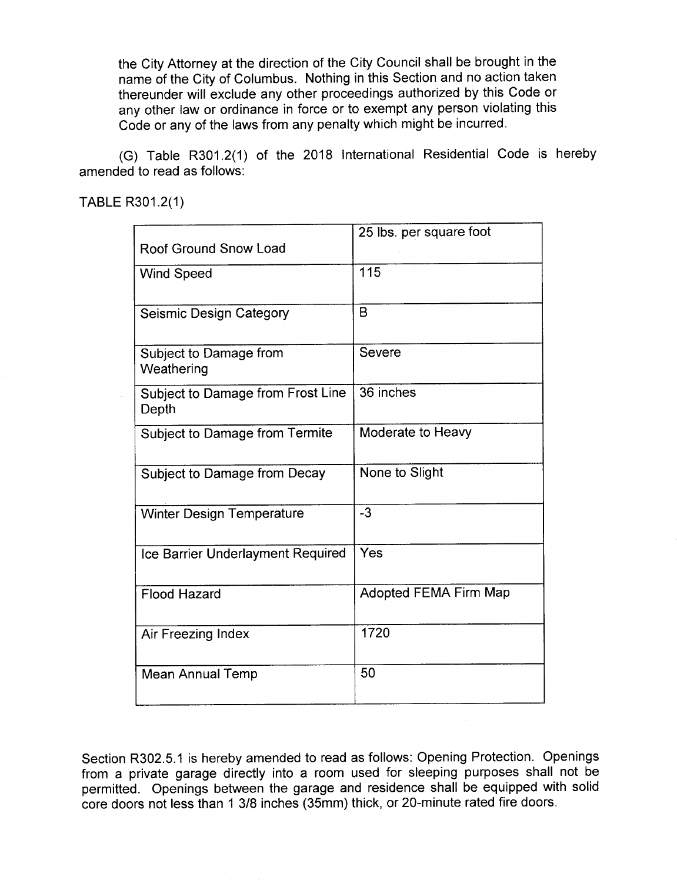the City Attorney at the direction of the City Council shall be brought in the name of the City of Columbus. Nothing in this Section and no action taken thereunder will exclude any other proceedings authorized by this Code or any other law or ordinance in force or to exempt any person violating this Code or any of the laws from any penalty which might be incurred.

(G) Table R301.2(1) of the 2018 International Residential Code is hereby amended to read as follows:

TABLE R301.2(1)

| | |
|---|---|
| Roof Ground Snow Load | 25 lbs. per square foot |
| Wind Speed | 115 |
| Seismic Design Category | B |
| Subject to Damage from Weathering | Severe |
| Subject to Damage from Frost Line Depth | 36 inches |
| Subject to Damage from Termite | Moderate to Heavy |
| Subject to Damage from Decay | None to Slight |
| Winter Design Temperature | -3 |
| Ice Barrier Underlayment Required | Yes |
| Flood Hazard | Adopted FEMA Firm Map |
| Air Freezing Index | 1720 |
| Mean Annual Temp | 50 |

Section R302.5.1 is hereby amended to read as follows: Opening Protection. Openings from a private garage directly into a room used for sleeping purposes shall not be permitted. Openings between the garage and residence shall be equipped with solid core doors not less than 1 3/8 inches (35mm) thick, or 20-minute rated fire doors.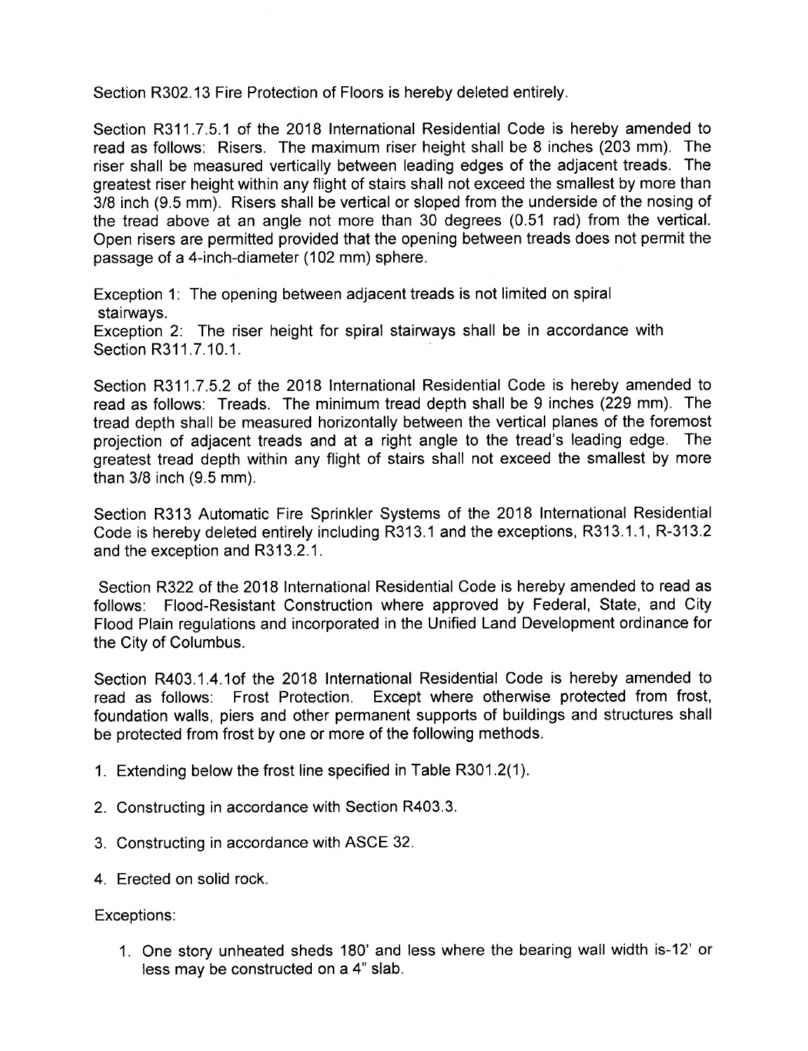Section R302.13 Fire Protection of Floors is hereby deleted entirely.

Section R311.7.5.1 of the 2018 International Residential Code is hereby amended to read as follows: Risers. The maximum riser height shall be 8 inches (203 mm). The riser shall be measured vertically between leading edges of the adjacent treads. The greatest riser height within any flight of stairs shall not exceed the smallest by more than 3/8 inch (9.5 mm). Risers shall be vertical or sloped from the underside of the nosing of the tread above at an angle not more than 30 degrees (0.51 rad) from the vertical. Open risers are permitted provided that the opening between treads does not permit the passage of a 4-inch-diameter (102 mm) sphere.

Exception 1: The opening between adjacent treads is not limited on spiral stairways.
Exception 2: The riser height for spiral stairways shall be in accordance with Section R311.7.10.1.

Section R311.7.5.2 of the 2018 International Residential Code is hereby amended to read as follows: Treads. The minimum tread depth shall be 9 inches (229 mm). The tread depth shall be measured horizontally between the vertical planes of the foremost projection of adjacent treads and at a right angle to the tread's leading edge. The greatest tread depth within any flight of stairs shall not exceed the smallest by more than 3/8 inch (9.5 mm).

Section R313 Automatic Fire Sprinkler Systems of the 2018 International Residential Code is hereby deleted entirely including R313.1 and the exceptions, R313.1.1, R-313.2 and the exception and R313.2.1.

Section R322 of the 2018 International Residential Code is hereby amended to read as follows: Flood-Resistant Construction where approved by Federal, State, and City Flood Plain regulations and incorporated in the Unified Land Development ordinance for the City of Columbus.

Section R403.1.4.1of the 2018 International Residential Code is hereby amended to read as follows: Frost Protection. Except where otherwise protected from frost, foundation walls, piers and other permanent supports of buildings and structures shall be protected from frost by one or more of the following methods.

1. Extending below the frost line specified in Table R301.2(1).

2. Constructing in accordance with Section R403.3.

3. Constructing in accordance with ASCE 32.

4. Erected on solid rock.

Exceptions:

1. One story unheated sheds 180' and less where the bearing wall width is-12' or less may be constructed on a 4" slab.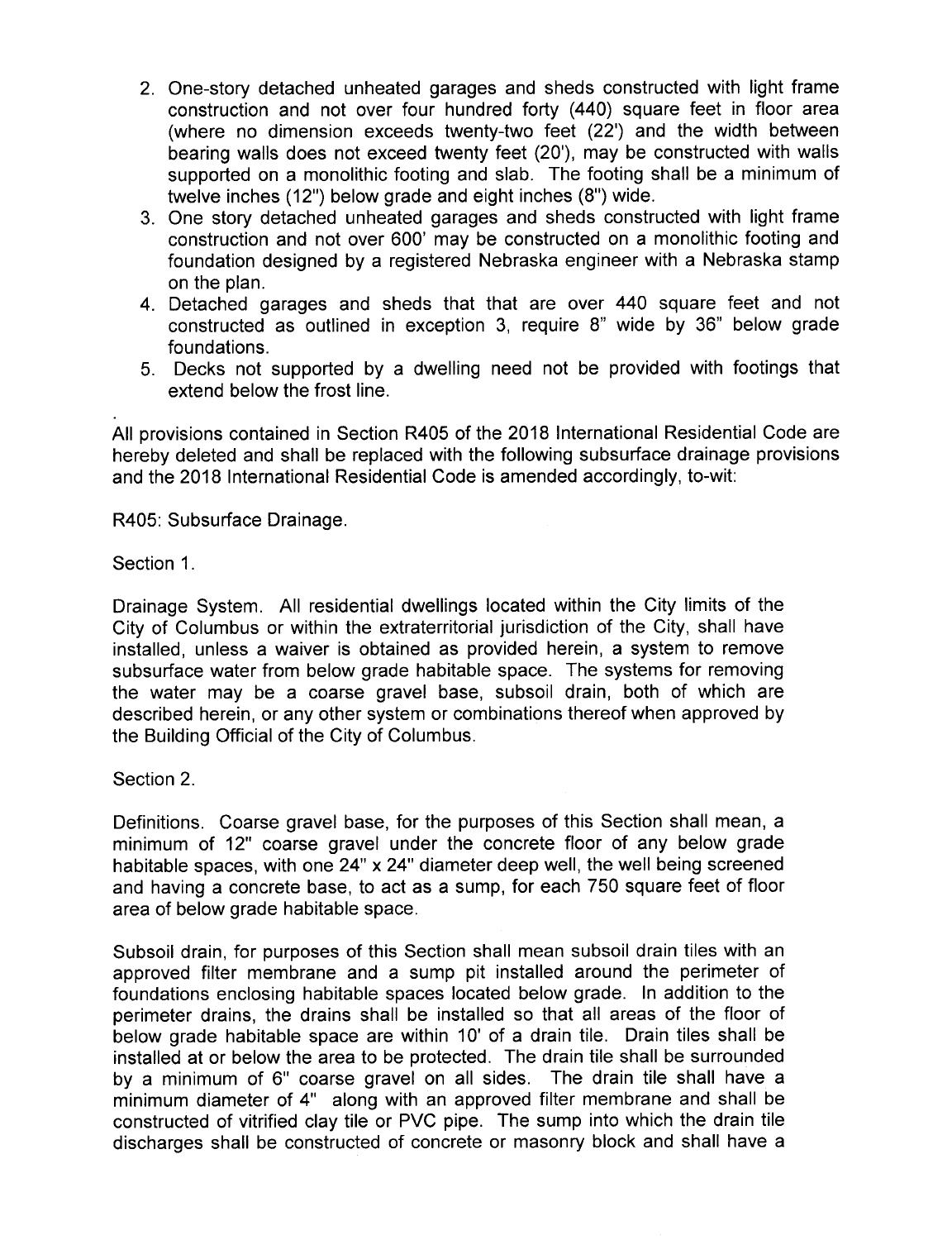2. One-story detached unheated garages and sheds constructed with light frame construction and not over four hundred forty (440) square feet in floor area (where no dimension exceeds twenty-two feet (22') and the width between bearing walls does not exceed twenty feet (20'), may be constructed with walls supported on a monolithic footing and slab. The footing shall be a minimum of twelve inches (12") below grade and eight inches (8") wide.
3. One story detached unheated garages and sheds constructed with light frame construction and not over 600' may be constructed on a monolithic footing and foundation designed by a registered Nebraska engineer with a Nebraska stamp on the plan.
4. Detached garages and sheds that that are over 440 square feet and not constructed as outlined in exception 3, require 8" wide by 36" below grade foundations.
5. Decks not supported by a dwelling need not be provided with footings that extend below the frost line.

All provisions contained in Section R405 of the 2018 International Residential Code are hereby deleted and shall be replaced with the following subsurface drainage provisions and the 2018 International Residential Code is amended accordingly, to-wit:

R405: Subsurface Drainage.

Section 1.

Drainage System. All residential dwellings located within the City limits of the City of Columbus or within the extraterritorial jurisdiction of the City, shall have installed, unless a waiver is obtained as provided herein, a system to remove subsurface water from below grade habitable space. The systems for removing the water may be a coarse gravel base, subsoil drain, both of which are described herein, or any other system or combinations thereof when approved by the Building Official of the City of Columbus.

Section 2.

Definitions. Coarse gravel base, for the purposes of this Section shall mean, a minimum of 12" coarse gravel under the concrete floor of any below grade habitable spaces, with one 24" x 24" diameter deep well, the well being screened and having a concrete base, to act as a sump, for each 750 square feet of floor area of below grade habitable space.

Subsoil drain, for purposes of this Section shall mean subsoil drain tiles with an approved filter membrane and a sump pit installed around the perimeter of foundations enclosing habitable spaces located below grade. In addition to the perimeter drains, the drains shall be installed so that all areas of the floor of below grade habitable space are within 10' of a drain tile. Drain tiles shall be installed at or below the area to be protected. The drain tile shall be surrounded by a minimum of 6" coarse gravel on all sides. The drain tile shall have a minimum diameter of 4" along with an approved filter membrane and shall be constructed of vitrified clay tile or PVC pipe. The sump into which the drain tile discharges shall be constructed of concrete or masonry block and shall have a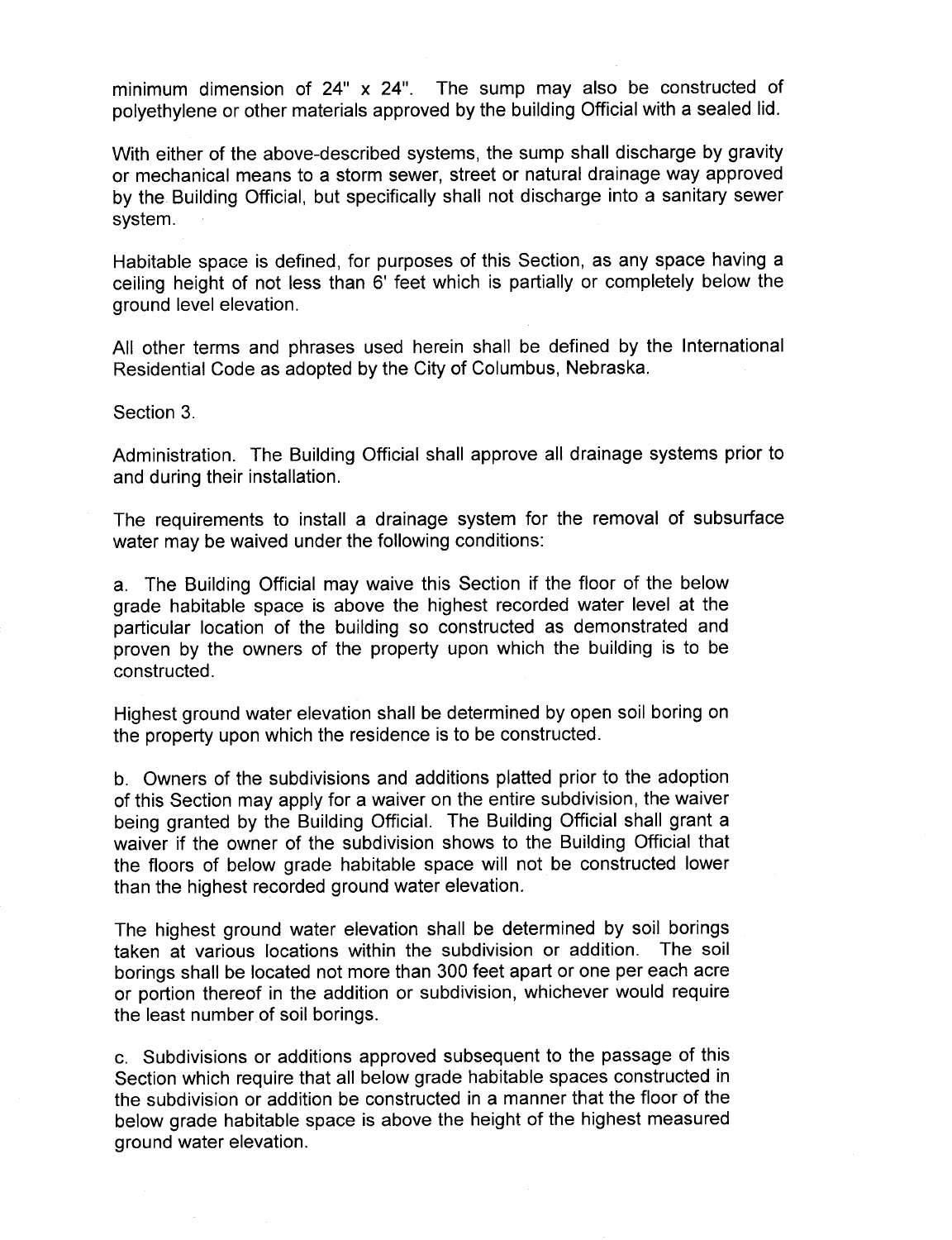minimum dimension of 24" x 24". The sump may also be constructed of polyethylene or other materials approved by the building Official with a sealed lid.

With either of the above-described systems, the sump shall discharge by gravity or mechanical means to a storm sewer, street or natural drainage way approved by the Building Official, but specifically shall not discharge into a sanitary sewer system.

Habitable space is defined, for purposes of this Section, as any space having a ceiling height of not less than 6' feet which is partially or completely below the ground level elevation.

All other terms and phrases used herein shall be defined by the International Residential Code as adopted by the City of Columbus, Nebraska.

Section 3.

Administration. The Building Official shall approve all drainage systems prior to and during their installation.

The requirements to install a drainage system for the removal of subsurface water may be waived under the following conditions:

a. The Building Official may waive this Section if the floor of the below grade habitable space is above the highest recorded water level at the particular location of the building so constructed as demonstrated and proven by the owners of the property upon which the building is to be constructed.

Highest ground water elevation shall be determined by open soil boring on the property upon which the residence is to be constructed.

b. Owners of the subdivisions and additions platted prior to the adoption of this Section may apply for a waiver on the entire subdivision, the waiver being granted by the Building Official. The Building Official shall grant a waiver if the owner of the subdivision shows to the Building Official that the floors of below grade habitable space will not be constructed lower than the highest recorded ground water elevation.

The highest ground water elevation shall be determined by soil borings taken at various locations within the subdivision or addition. The soil borings shall be located not more than 300 feet apart or one per each acre or portion thereof in the addition or subdivision, whichever would require the least number of soil borings.

c. Subdivisions or additions approved subsequent to the passage of this Section which require that all below grade habitable spaces constructed in the subdivision or addition be constructed in a manner that the floor of the below grade habitable space is above the height of the highest measured ground water elevation.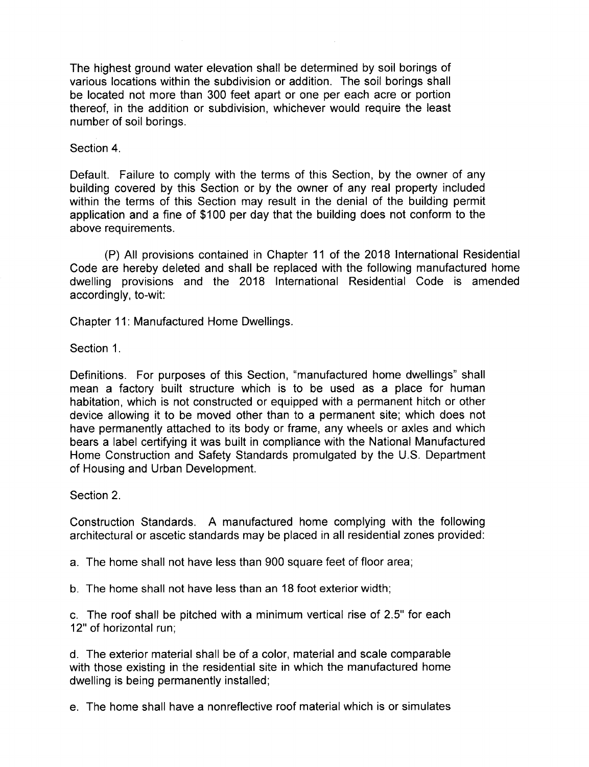The highest ground water elevation shall be determined by soil borings of various locations within the subdivision or addition. The soil borings shall be located not more than 300 feet apart or one per each acre or portion thereof, in the addition or subdivision, whichever would require the least number of soil borings.

Section 4.

Default. Failure to comply with the terms of this Section, by the owner of any building covered by this Section or by the owner of any real property included within the terms of this Section may result in the denial of the building permit application and a fine of $100 per day that the building does not conform to the above requirements.

(P) All provisions contained in Chapter 11 of the 2018 International Residential Code are hereby deleted and shall be replaced with the following manufactured home dwelling provisions and the 2018 International Residential Code is amended accordingly, to-wit:

Chapter 11: Manufactured Home Dwellings.

Section 1.

Definitions. For purposes of this Section, "manufactured home dwellings" shall mean a factory built structure which is to be used as a place for human habitation, which is not constructed or equipped with a permanent hitch or other device allowing it to be moved other than to a permanent site; which does not have permanently attached to its body or frame, any wheels or axles and which bears a label certifying it was built in compliance with the National Manufactured Home Construction and Safety Standards promulgated by the U.S. Department of Housing and Urban Development.

Section 2.

Construction Standards. A manufactured home complying with the following architectural or ascetic standards may be placed in all residential zones provided:

a. The home shall not have less than 900 square feet of floor area;

b. The home shall not have less than an 18 foot exterior width;

c. The roof shall be pitched with a minimum vertical rise of 2.5" for each 12" of horizontal run;

d. The exterior material shall be of a color, material and scale comparable with those existing in the residential site in which the manufactured home dwelling is being permanently installed;

e. The home shall have a nonreflective roof material which is or simulates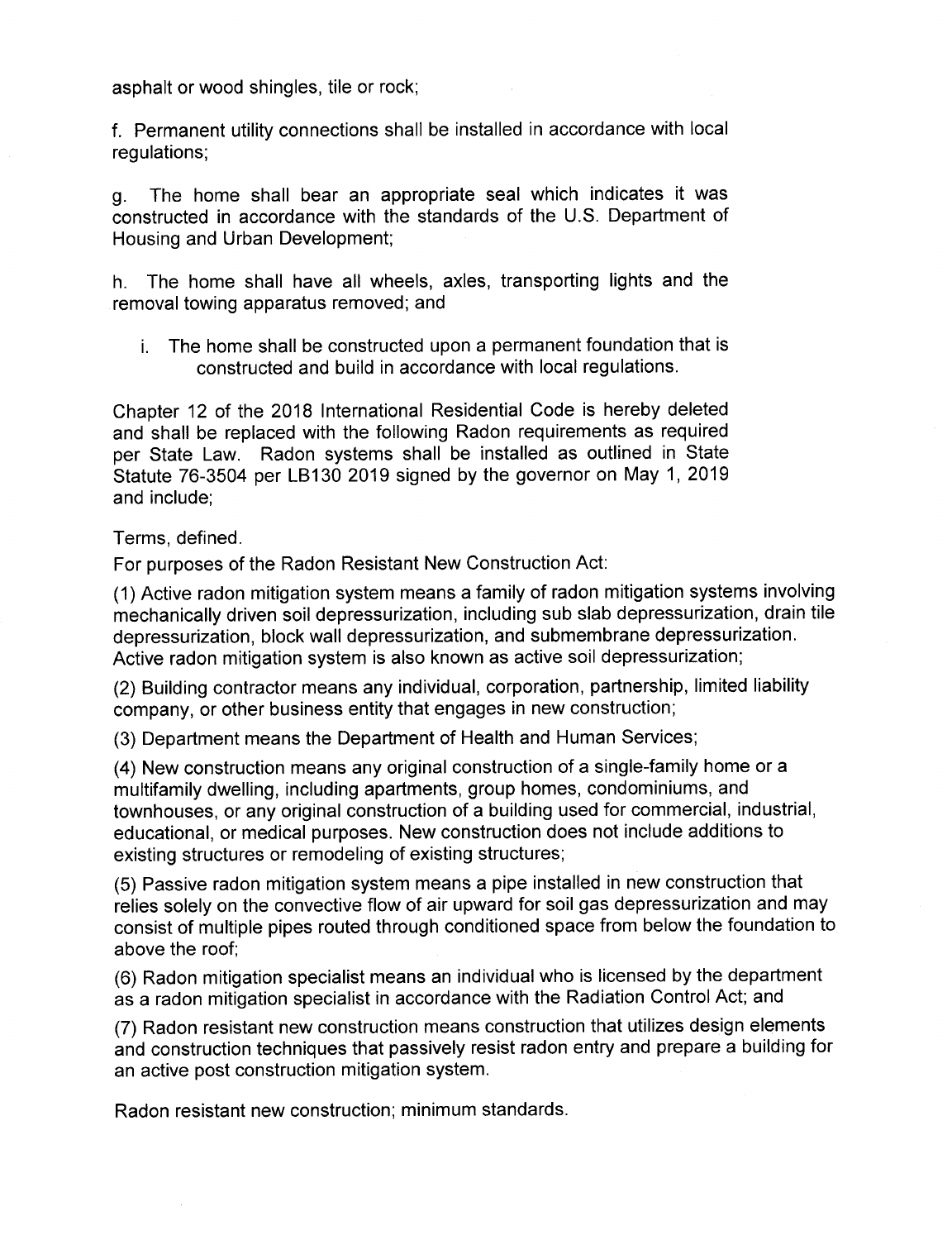asphalt or wood shingles, tile or rock;

f. Permanent utility connections shall be installed in accordance with local regulations;

g. The home shall bear an appropriate seal which indicates it was constructed in accordance with the standards of the U.S. Department of Housing and Urban Development;

h. The home shall have all wheels, axles, transporting lights and the removal towing apparatus removed; and

i. The home shall be constructed upon a permanent foundation that is constructed and build in accordance with local regulations.

Chapter 12 of the 2018 International Residential Code is hereby deleted and shall be replaced with the following Radon requirements as required per State Law. Radon systems shall be installed as outlined in State Statute 76-3504 per LB130 2019 signed by the governor on May 1, 2019 and include;

Terms, defined.

For purposes of the Radon Resistant New Construction Act:

(1) Active radon mitigation system means a family of radon mitigation systems involving mechanically driven soil depressurization, including sub slab depressurization, drain tile depressurization, block wall depressurization, and submembrane depressurization. Active radon mitigation system is also known as active soil depressurization;

(2) Building contractor means any individual, corporation, partnership, limited liability company, or other business entity that engages in new construction;

(3) Department means the Department of Health and Human Services;

(4) New construction means any original construction of a single-family home or a multifamily dwelling, including apartments, group homes, condominiums, and townhouses, or any original construction of a building used for commercial, industrial, educational, or medical purposes. New construction does not include additions to existing structures or remodeling of existing structures;

(5) Passive radon mitigation system means a pipe installed in new construction that relies solely on the convective flow of air upward for soil gas depressurization and may consist of multiple pipes routed through conditioned space from below the foundation to above the roof;

(6) Radon mitigation specialist means an individual who is licensed by the department as a radon mitigation specialist in accordance with the Radiation Control Act; and

(7) Radon resistant new construction means construction that utilizes design elements and construction techniques that passively resist radon entry and prepare a building for an active post construction mitigation system.

Radon resistant new construction; minimum standards.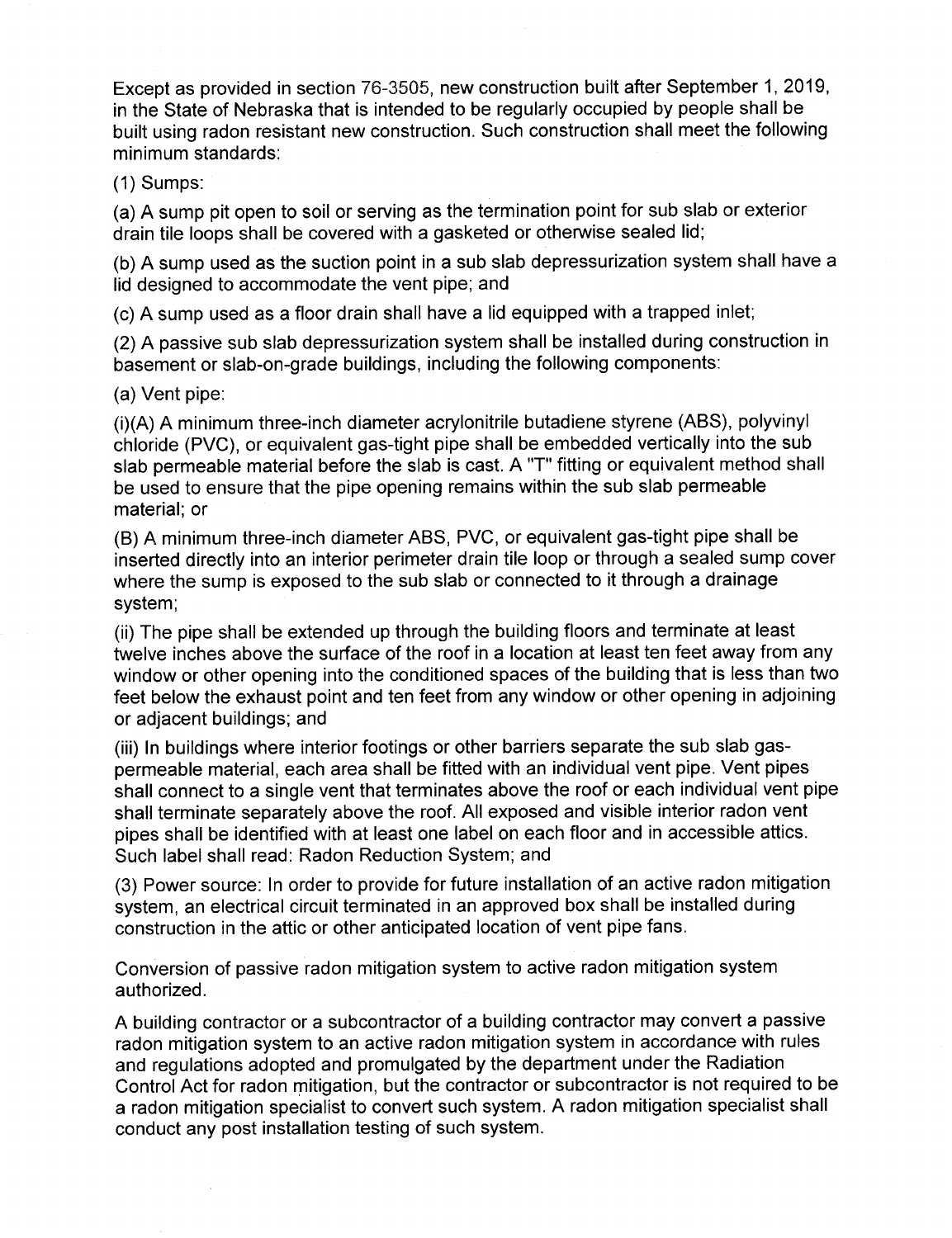Except as provided in section 76-3505, new construction built after September 1, 2019, in the State of Nebraska that is intended to be regularly occupied by people shall be built using radon resistant new construction. Such construction shall meet the following minimum standards:

(1) Sumps:

(a) A sump pit open to soil or serving as the termination point for sub slab or exterior drain tile loops shall be covered with a gasketed or otherwise sealed lid;

(b) A sump used as the suction point in a sub slab depressurization system shall have a lid designed to accommodate the vent pipe; and

(c) A sump used as a floor drain shall have a lid equipped with a trapped inlet;

(2) A passive sub slab depressurization system shall be installed during construction in basement or slab-on-grade buildings, including the following components:

(a) Vent pipe:

(i)(A) A minimum three-inch diameter acrylonitrile butadiene styrene (ABS), polyvinyl chloride (PVC), or equivalent gas-tight pipe shall be embedded vertically into the sub slab permeable material before the slab is cast. A "T" fitting or equivalent method shall be used to ensure that the pipe opening remains within the sub slab permeable material; or

(B) A minimum three-inch diameter ABS, PVC, or equivalent gas-tight pipe shall be inserted directly into an interior perimeter drain tile loop or through a sealed sump cover where the sump is exposed to the sub slab or connected to it through a drainage system;

(ii) The pipe shall be extended up through the building floors and terminate at least twelve inches above the surface of the roof in a location at least ten feet away from any window or other opening into the conditioned spaces of the building that is less than two feet below the exhaust point and ten feet from any window or other opening in adjoining or adjacent buildings; and

(iii) In buildings where interior footings or other barriers separate the sub slab gas-permeable material, each area shall be fitted with an individual vent pipe. Vent pipes shall connect to a single vent that terminates above the roof or each individual vent pipe shall terminate separately above the roof. All exposed and visible interior radon vent pipes shall be identified with at least one label on each floor and in accessible attics. Such label shall read: Radon Reduction System; and

(3) Power source: In order to provide for future installation of an active radon mitigation system, an electrical circuit terminated in an approved box shall be installed during construction in the attic or other anticipated location of vent pipe fans.

Conversion of passive radon mitigation system to active radon mitigation system authorized.

A building contractor or a subcontractor of a building contractor may convert a passive radon mitigation system to an active radon mitigation system in accordance with rules and regulations adopted and promulgated by the department under the Radiation Control Act for radon mitigation, but the contractor or subcontractor is not required to be a radon mitigation specialist to convert such system. A radon mitigation specialist shall conduct any post installation testing of such system.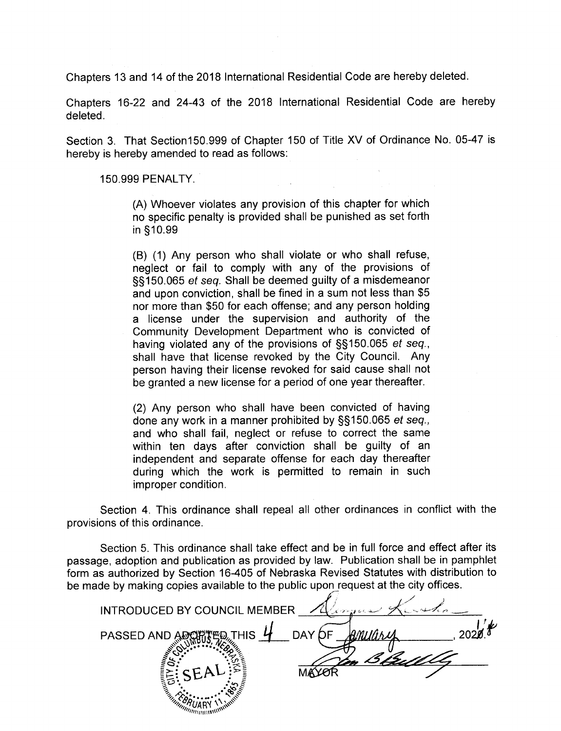Chapters 13 and 14 of the 2018 International Residential Code are hereby deleted.

Chapters 16-22 and 24-43 of the 2018 International Residential Code are hereby deleted.

Section 3. That Section150.999 of Chapter 150 of Title XV of Ordinance No. 05-47 is hereby is hereby amended to read as follows:

150.999 PENALTY.

> (A) Whoever violates any provision of this chapter for which no specific penalty is provided shall be punished as set forth in §10.99
>
> (B) (1) Any person who shall violate or who shall refuse, neglect or fail to comply with any of the provisions of §§150.065 *et seq.* Shall be deemed guilty of a misdemeanor and upon conviction, shall be fined in a sum not less than $5 nor more than $50 for each offense; and any person holding a license under the supervision and authority of the Community Development Department who is convicted of having violated any of the provisions of §§150.065 *et seq.*, shall have that license revoked by the City Council. Any person having their license revoked for said cause shall not be granted a new license for a period of one year thereafter.
>
> (2) Any person who shall have been convicted of having done any work in a manner prohibited by §§150.065 *et seq.*, and who shall fail, neglect or refuse to correct the same within ten days after conviction shall be guilty of an independent and separate offense for each day thereafter during which the work is permitted to remain in such improper condition.

Section 4. This ordinance shall repeal all other ordinances in conflict with the provisions of this ordinance.

Section 5. This ordinance shall take effect and be in full force and effect after its passage, adoption and publication as provided by law. Publication shall be in pamphlet form as authorized by Section 16-405 of Nebraska Revised Statutes with distribution to be made by making copies available to the public upon request at the city offices.

INTRODUCED BY COUNCIL MEMBER ______________

PASSED AND ADOPTED THIS 4 DAY OF January, 2019

SEAL — CITY OF COLUMBUS, NEBRASKA — FEBRUARY 11, 1865

______________
MAYOR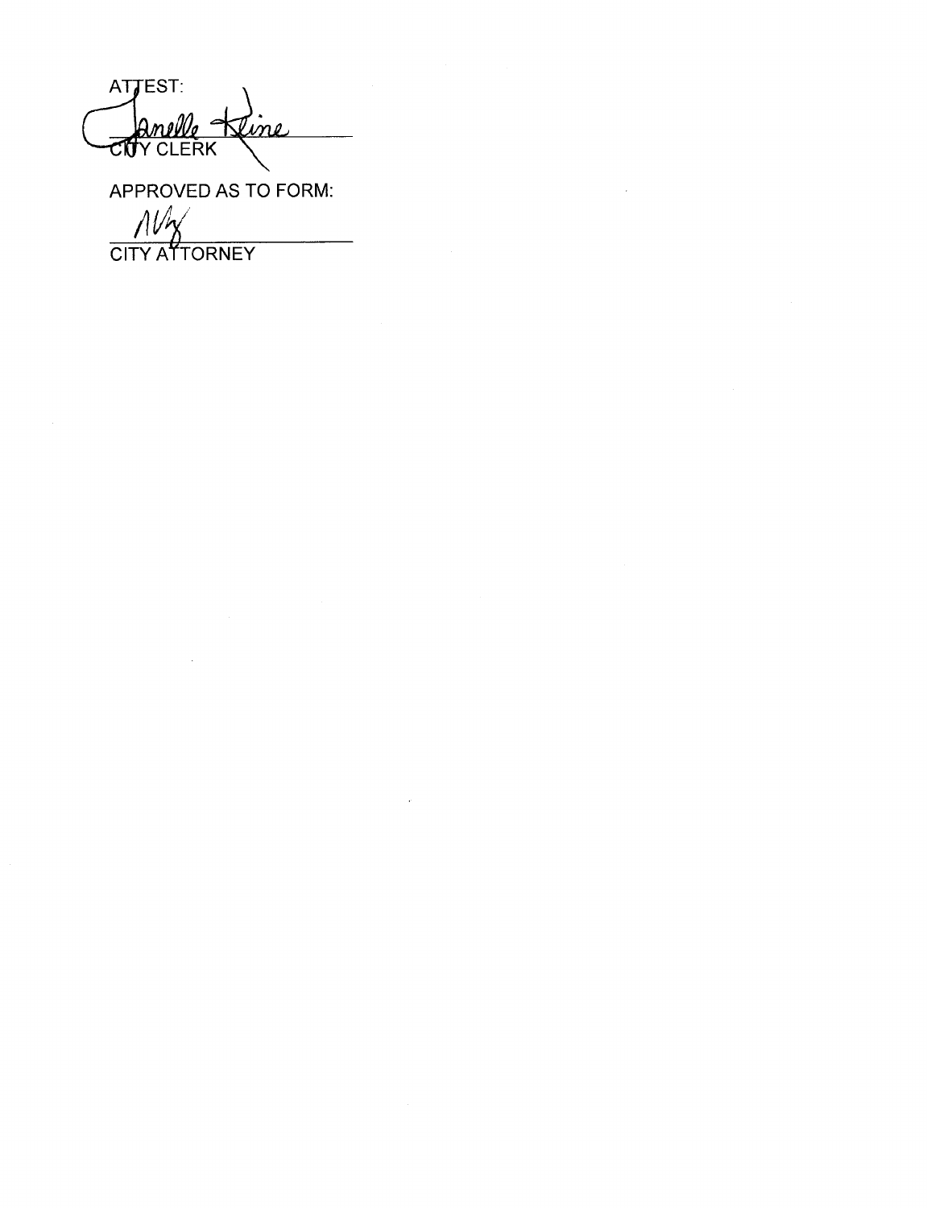ATTEST:

Janelle Kline

CITY CLERK

APPROVED AS TO FORM:

ALG

CITY ATTORNEY